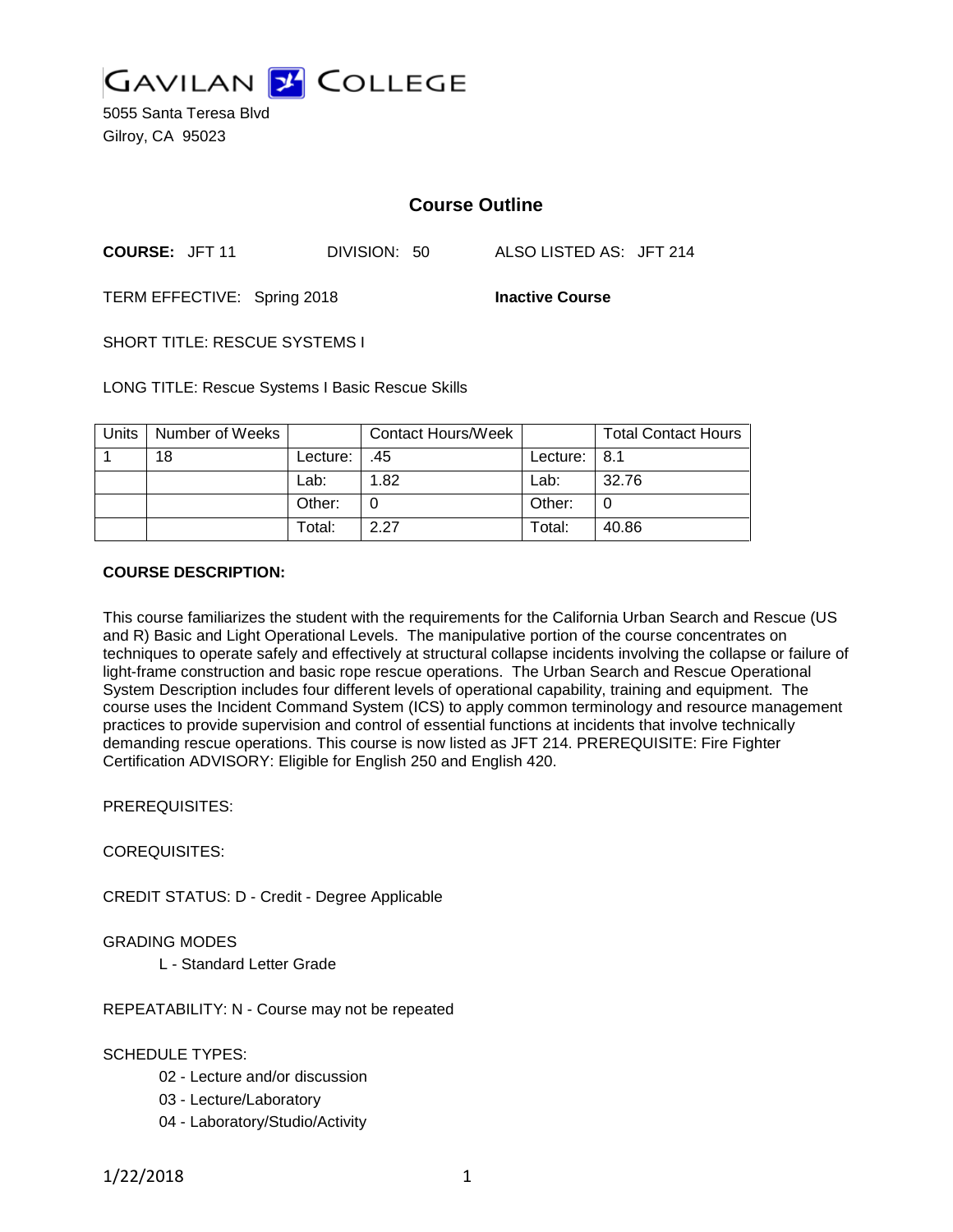GAVILAN COLLEGE

5055 Santa Teresa Blvd
Gilroy, CA 95023

# Course Outline

**COURSE:** JFT 11 DIVISION: 50 ALSO LISTED AS: JFT 214

TERM EFFECTIVE: Spring 2018 **Inactive Course**

SHORT TITLE: RESCUE SYSTEMS I

LONG TITLE: Rescue Systems I Basic Rescue Skills

| Units | Number of Weeks | | Contact Hours/Week | | Total Contact Hours |
|---|---|---|---|---|---|
| 1 | 18 | Lecture: | .45 | Lecture: | 8.1 |
| | | Lab: | 1.82 | Lab: | 32.76 |
| | | Other: | 0 | Other: | 0 |
| | | Total: | 2.27 | Total: | 40.86 |

**COURSE DESCRIPTION:**

This course familiarizes the student with the requirements for the California Urban Search and Rescue (US and R) Basic and Light Operational Levels. The manipulative portion of the course concentrates on techniques to operate safely and effectively at structural collapse incidents involving the collapse or failure of light-frame construction and basic rope rescue operations. The Urban Search and Rescue Operational System Description includes four different levels of operational capability, training and equipment. The course uses the Incident Command System (ICS) to apply common terminology and resource management practices to provide supervision and control of essential functions at incidents that involve technically demanding rescue operations. This course is now listed as JFT 214. PREREQUISITE: Fire Fighter Certification ADVISORY: Eligible for English 250 and English 420.

PREREQUISITES:

COREQUISITES:

CREDIT STATUS: D - Credit - Degree Applicable

GRADING MODES

L - Standard Letter Grade

REPEATABILITY: N - Course may not be repeated

SCHEDULE TYPES:

02 - Lecture and/or discussion
03 - Lecture/Laboratory
04 - Laboratory/Studio/Activity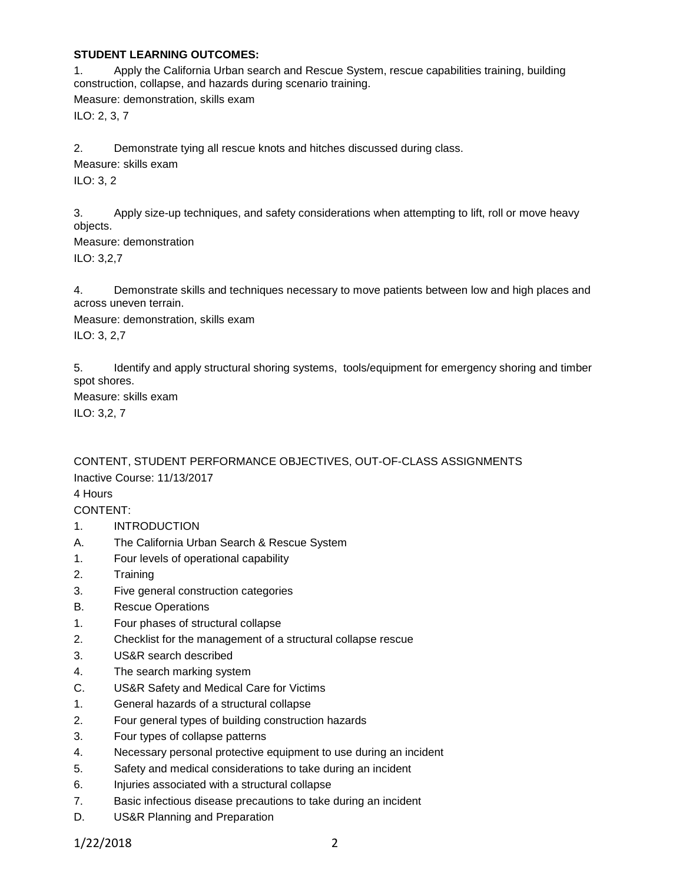**STUDENT LEARNING OUTCOMES:**

1. Apply the California Urban search and Rescue System, rescue capabilities training, building construction, collapse, and hazards during scenario training.

Measure: demonstration, skills exam

ILO: 2, 3, 7

2. Demonstrate tying all rescue knots and hitches discussed during class.

Measure: skills exam

ILO: 3, 2

3. Apply size-up techniques, and safety considerations when attempting to lift, roll or move heavy objects.

Measure: demonstration

ILO: 3,2,7

4. Demonstrate skills and techniques necessary to move patients between low and high places and across uneven terrain.

Measure: demonstration, skills exam

ILO: 3, 2,7

5. Identify and apply structural shoring systems, tools/equipment for emergency shoring and timber spot shores.

Measure: skills exam

ILO: 3,2, 7

CONTENT, STUDENT PERFORMANCE OBJECTIVES, OUT-OF-CLASS ASSIGNMENTS

Inactive Course: 11/13/2017

4 Hours

CONTENT:

1. INTRODUCTION

A. The California Urban Search & Rescue System

1. Four levels of operational capability

2. Training

3. Five general construction categories

B. Rescue Operations

1. Four phases of structural collapse

2. Checklist for the management of a structural collapse rescue

3. US&R search described

4. The search marking system

C. US&R Safety and Medical Care for Victims

1. General hazards of a structural collapse

2. Four general types of building construction hazards

3. Four types of collapse patterns

4. Necessary personal protective equipment to use during an incident

5. Safety and medical considerations to take during an incident

6. Injuries associated with a structural collapse

7. Basic infectious disease precautions to take during an incident

D. US&R Planning and Preparation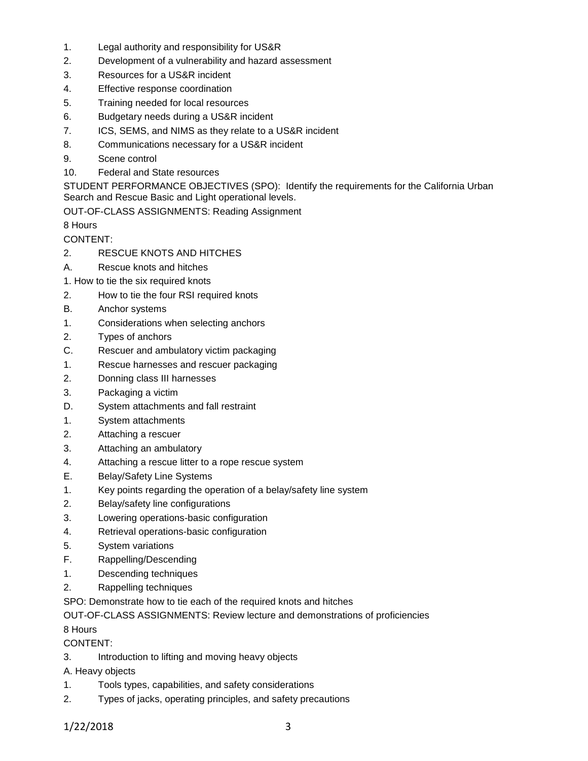1. Legal authority and responsibility for US&R
2. Development of a vulnerability and hazard assessment
3. Resources for a US&R incident
4. Effective response coordination
5. Training needed for local resources
6. Budgetary needs during a US&R incident
7. ICS, SEMS, and NIMS as they relate to a US&R incident
8. Communications necessary for a US&R incident
9. Scene control
10. Federal and State resources

STUDENT PERFORMANCE OBJECTIVES (SPO): Identify the requirements for the California Urban Search and Rescue Basic and Light operational levels.

OUT-OF-CLASS ASSIGNMENTS: Reading Assignment

8 Hours

CONTENT:

2. RESCUE KNOTS AND HITCHES

A. Rescue knots and hitches

1. How to tie the six required knots
2. How to tie the four RSI required knots

B. Anchor systems

1. Considerations when selecting anchors
2. Types of anchors

C. Rescuer and ambulatory victim packaging

1. Rescue harnesses and rescuer packaging
2. Donning class III harnesses
3. Packaging a victim

D. System attachments and fall restraint

1. System attachments
2. Attaching a rescuer
3. Attaching an ambulatory
4. Attaching a rescue litter to a rope rescue system

E. Belay/Safety Line Systems

1. Key points regarding the operation of a belay/safety line system
2. Belay/safety line configurations
3. Lowering operations-basic configuration
4. Retrieval operations-basic configuration
5. System variations

F. Rappelling/Descending

1. Descending techniques
2. Rappelling techniques

SPO: Demonstrate how to tie each of the required knots and hitches

OUT-OF-CLASS ASSIGNMENTS: Review lecture and demonstrations of proficiencies

8 Hours

CONTENT:

3. Introduction to lifting and moving heavy objects

A. Heavy objects

1. Tools types, capabilities, and safety considerations
2. Types of jacks, operating principles, and safety precautions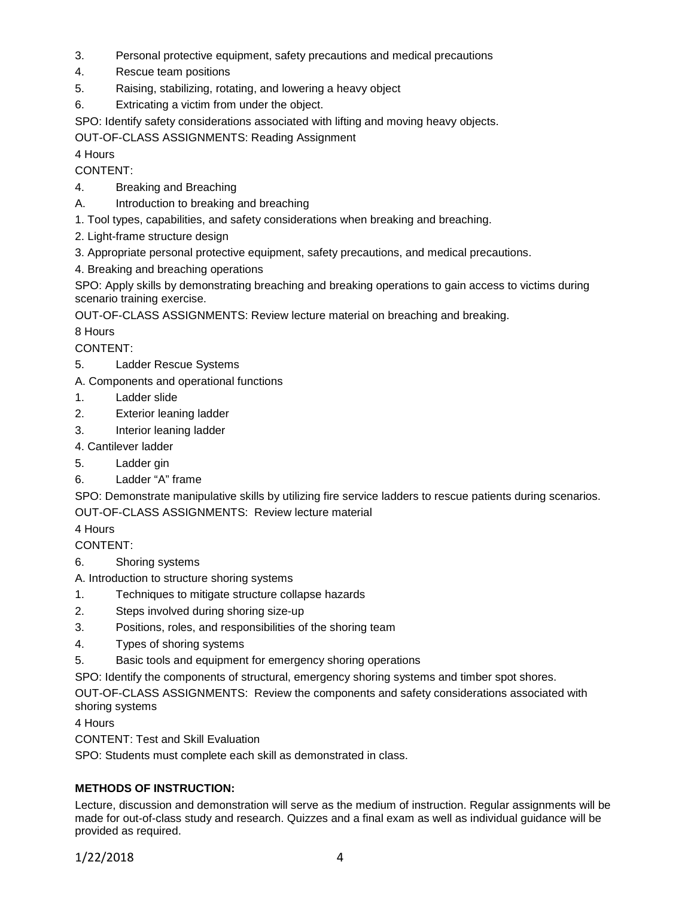3. Personal protective equipment, safety precautions and medical precautions
4. Rescue team positions
5. Raising, stabilizing, rotating, and lowering a heavy object
6. Extricating a victim from under the object.

SPO: Identify safety considerations associated with lifting and moving heavy objects.

OUT-OF-CLASS ASSIGNMENTS: Reading Assignment

4 Hours

CONTENT:

4. Breaking and Breaching

A. Introduction to breaking and breaching

1. Tool types, capabilities, and safety considerations when breaking and breaching.
2. Light-frame structure design
3. Appropriate personal protective equipment, safety precautions, and medical precautions.
4. Breaking and breaching operations

SPO: Apply skills by demonstrating breaching and breaking operations to gain access to victims during scenario training exercise.

OUT-OF-CLASS ASSIGNMENTS: Review lecture material on breaching and breaking.

8 Hours

CONTENT:

5. Ladder Rescue Systems

A. Components and operational functions

1. Ladder slide
2. Exterior leaning ladder
3. Interior leaning ladder
4. Cantilever ladder
5. Ladder gin
6. Ladder “A” frame

SPO: Demonstrate manipulative skills by utilizing fire service ladders to rescue patients during scenarios.

OUT-OF-CLASS ASSIGNMENTS: Review lecture material

4 Hours

CONTENT:

6. Shoring systems

A. Introduction to structure shoring systems

1. Techniques to mitigate structure collapse hazards
2. Steps involved during shoring size-up
3. Positions, roles, and responsibilities of the shoring team
4. Types of shoring systems
5. Basic tools and equipment for emergency shoring operations

SPO: Identify the components of structural, emergency shoring systems and timber spot shores.

OUT-OF-CLASS ASSIGNMENTS: Review the components and safety considerations associated with shoring systems

4 Hours

CONTENT: Test and Skill Evaluation

SPO: Students must complete each skill as demonstrated in class.

**METHODS OF INSTRUCTION:**

Lecture, discussion and demonstration will serve as the medium of instruction. Regular assignments will be made for out-of-class study and research. Quizzes and a final exam as well as individual guidance will be provided as required.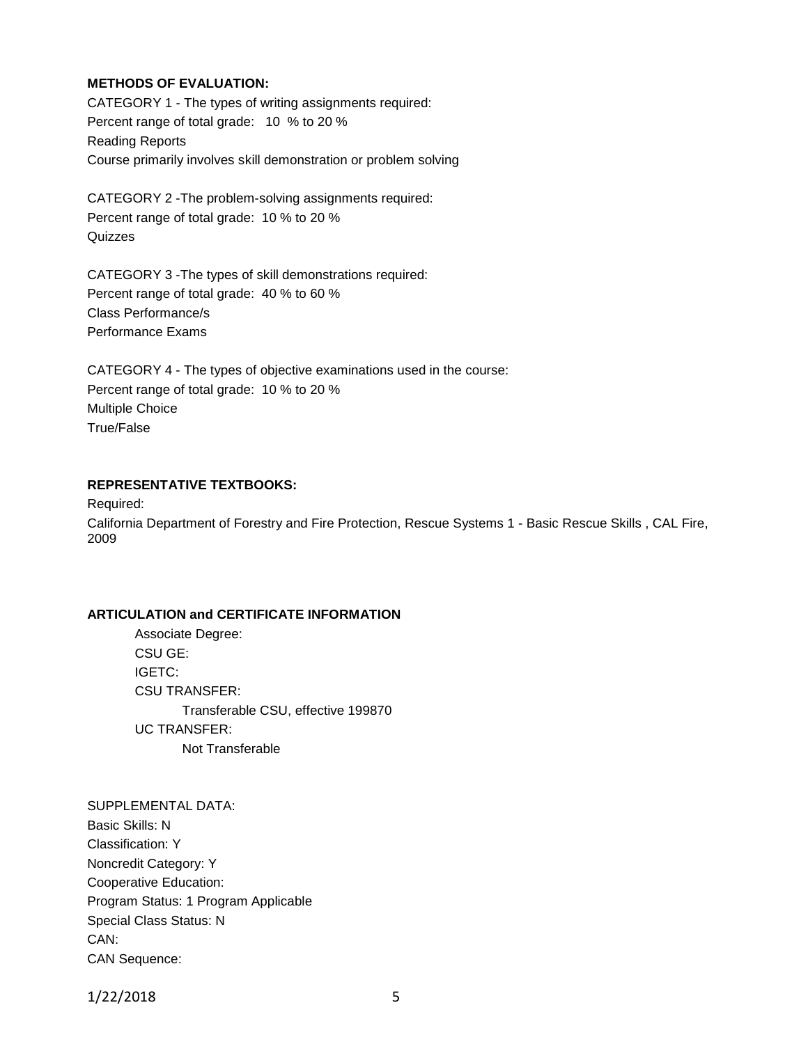**METHODS OF EVALUATION:**

CATEGORY 1 - The types of writing assignments required:
Percent range of total grade: 10 % to 20 %
Reading Reports
Course primarily involves skill demonstration or problem solving

CATEGORY 2 -The problem-solving assignments required:
Percent range of total grade: 10 % to 20 %
Quizzes

CATEGORY 3 -The types of skill demonstrations required:
Percent range of total grade: 40 % to 60 %
Class Performance/s
Performance Exams

CATEGORY 4 - The types of objective examinations used in the course:
Percent range of total grade: 10 % to 20 %
Multiple Choice
True/False

**REPRESENTATIVE TEXTBOOKS:**

Required:
California Department of Forestry and Fire Protection, Rescue Systems 1 - Basic Rescue Skills , CAL Fire, 2009

**ARTICULATION and CERTIFICATE INFORMATION**

Associate Degree:
CSU GE:
IGETC:
CSU TRANSFER:
    Transferable CSU, effective 199870
UC TRANSFER:
    Not Transferable

SUPPLEMENTAL DATA:
Basic Skills: N
Classification: Y
Noncredit Category: Y
Cooperative Education:
Program Status: 1 Program Applicable
Special Class Status: N
CAN:
CAN Sequence: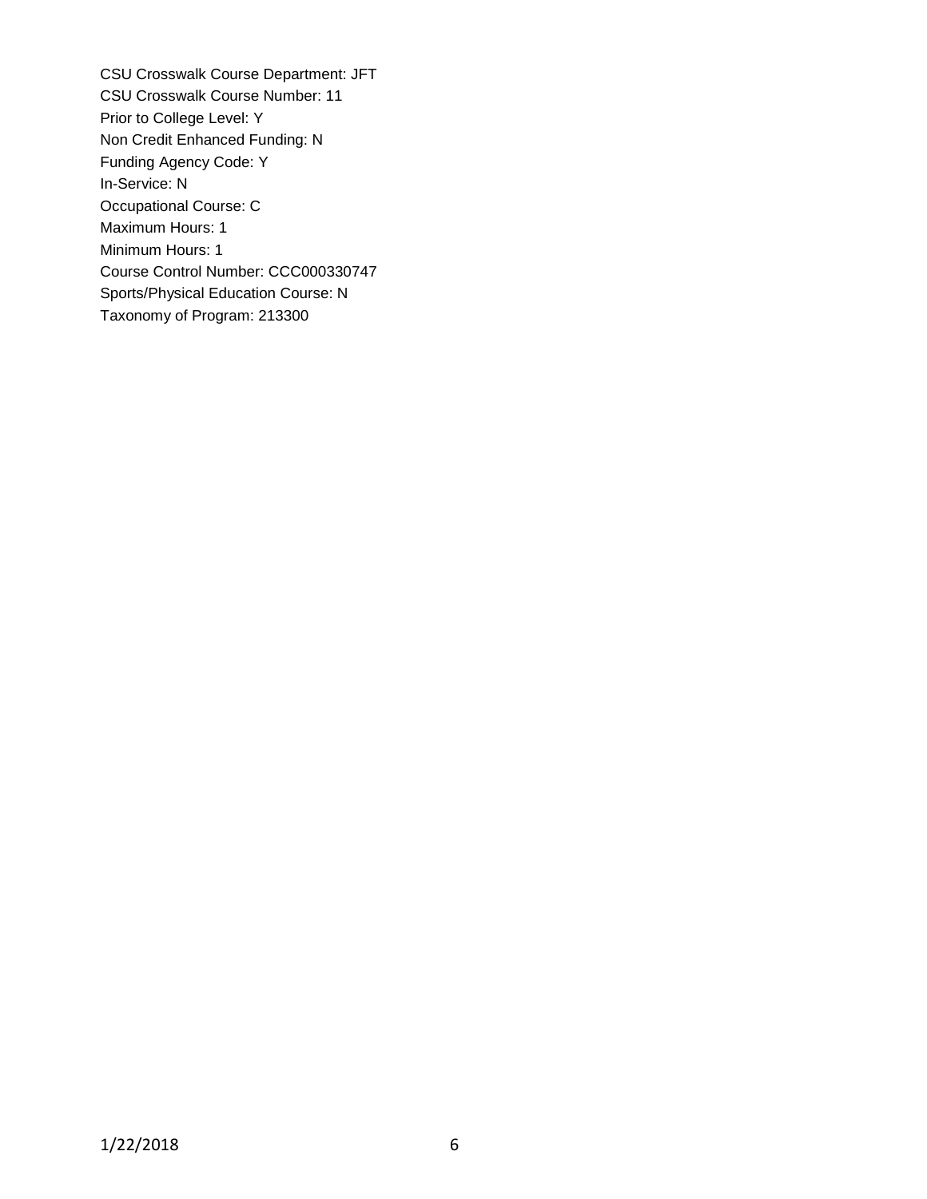CSU Crosswalk Course Department: JFT
CSU Crosswalk Course Number: 11
Prior to College Level: Y
Non Credit Enhanced Funding: N
Funding Agency Code: Y
In-Service: N
Occupational Course: C
Maximum Hours: 1
Minimum Hours: 1
Course Control Number: CCC000330747
Sports/Physical Education Course: N
Taxonomy of Program: 213300